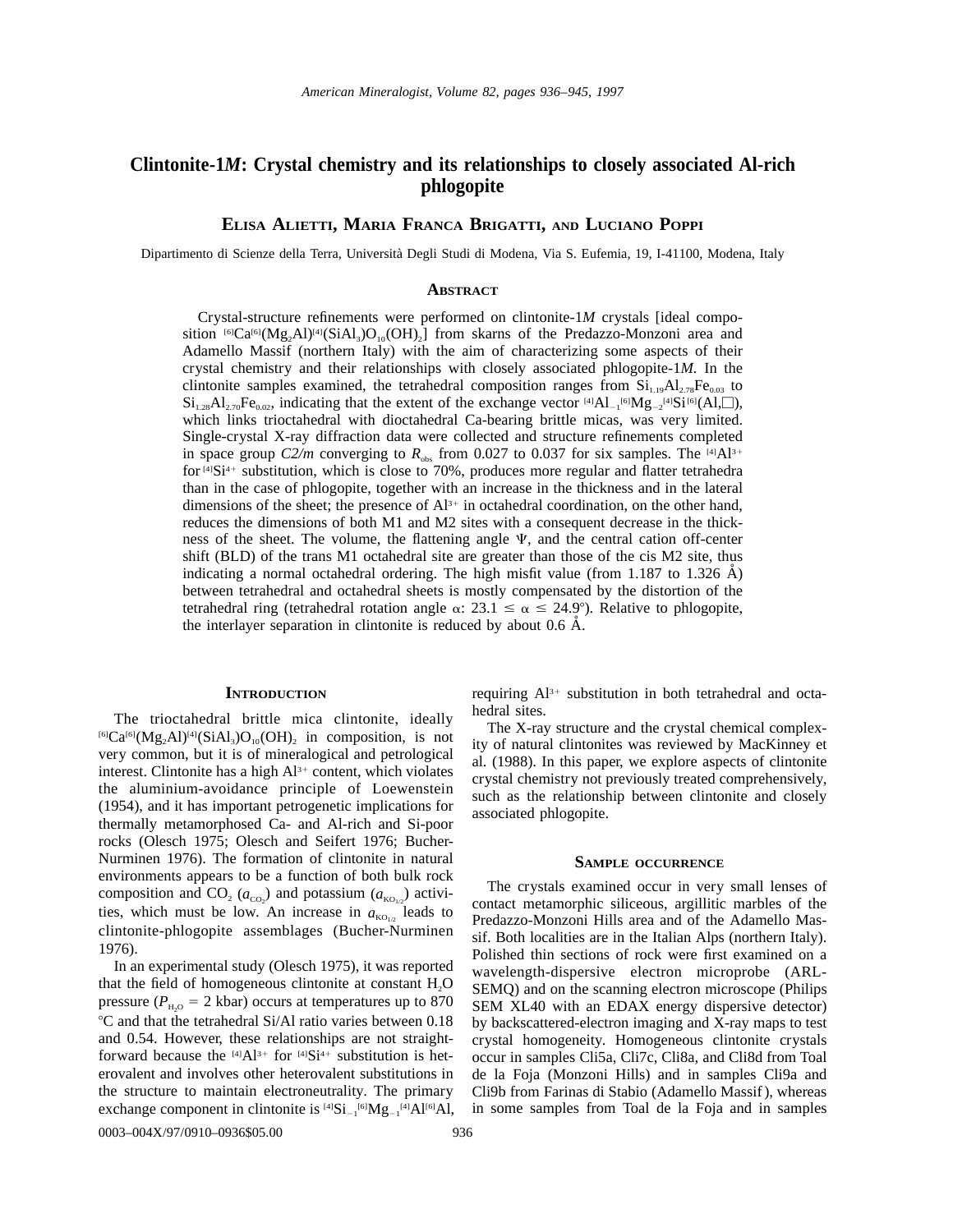# Clintonite-1*M*: Crystal chemistry and its relationships to closely associated Al-rich phlogopite

**Elisa Alietti, Maria Franca Brigatti, and Luciano Poppi**

Dipartimento di Scienze della Terra, Università Degli Studi di Modena, Via S. Eufemia, 19, I-41100, Modena, Italy

## Abstract

Crystal-structure refinements were performed on clintonite-1*M* crystals [ideal composition $^{[6]}Ca^{[6]}(Mg_2Al)^{[4]}(SiAl_3)O_{10}(OH)_2$] from skarns of the Predazzo-Monzoni area and Adamello Massif (northern Italy) with the aim of characterizing some aspects of their crystal chemistry and their relationships with closely associated phlogopite-1*M*. In the clintonite samples examined, the tetrahedral composition ranges from $Si_{1.19}Al_{2.78}Fe_{0.03}$ to $Si_{1.28}Al_{2.70}Fe_{0.02}$, indicating that the extent of the exchange vector $^{[4]}Al_{-1}{}^{[6]}Mg_{-2}{}^{[4]}Si^{[6]}(Al,\square)$, which links trioctahedral with dioctahedral Ca-bearing brittle micas, was very limited. Single-crystal X-ray diffraction data were collected and structure refinements completed in space group *C2/m* converging to $R_{obs}$ from 0.027 to 0.037 for six samples. The $^{[4]}Al^{3+}$ for $^{[4]}Si^{4+}$ substitution, which is close to 70%, produces more regular and flatter tetrahedra than in the case of phlogopite, together with an increase in the thickness and in the lateral dimensions of the sheet; the presence of $Al^{3+}$ in octahedral coordination, on the other hand, reduces the dimensions of both M1 and M2 sites with a consequent decrease in the thickness of the sheet. The volume, the flattening angle $\Psi$, and the central cation off-center shift (BLD) of the trans M1 octahedral site are greater than those of the cis M2 site, thus indicating a normal octahedral ordering. The high misfit value (from 1.187 to 1.326 Å) between tetrahedral and octahedral sheets is mostly compensated by the distortion of the tetrahedral ring (tetrahedral rotation angle $\alpha$: $23.1 \leq \alpha \leq 24.9°$). Relative to phlogopite, the interlayer separation in clintonite is reduced by about 0.6 Å.

## Introduction

The trioctahedral brittle mica clintonite, ideally $^{[6]}Ca^{[6]}(Mg_2Al)^{[4]}(SiAl_3)O_{10}(OH)_2$ in composition, is not very common, but it is of mineralogical and petrological interest. Clintonite has a high $Al^{3+}$ content, which violates the aluminium-avoidance principle of Loewenstein (1954), and it has important petrogenetic implications for thermally metamorphosed Ca- and Al-rich and Si-poor rocks (Olesch 1975; Olesch and Seifert 1976; Bucher-Nurminen 1976). The formation of clintonite in natural environments appears to be a function of both bulk rock composition and $CO_2$ ($a_{CO_2}$) and potassium ($a_{KO_{1/2}}$) activities, which must be low. An increase in $a_{KO_{1/2}}$ leads to clintonite-phlogopite assemblages (Bucher-Nurminen 1976).

In an experimental study (Olesch 1975), it was reported that the field of homogeneous clintonite at constant $H_2O$ pressure ($P_{H_2O}$ = 2 kbar) occurs at temperatures up to 870 °C and that the tetrahedral Si/Al ratio varies between 0.18 and 0.54. However, these relationships are not straightforward because the $^{[4]}Al^{3+}$ for $^{[4]}Si^{4+}$ substitution is heterovalent and involves other heterovalent substitutions in the structure to maintain electroneutrality. The primary exchange component in clintonite is $^{[4]}Si_{-1}{}^{[6]}Mg_{-1}{}^{[4]}Al^{[6]}Al$, requiring $Al^{3+}$ substitution in both tetrahedral and octahedral sites.

The X-ray structure and the crystal chemical complexity of natural clintonites was reviewed by MacKinney et al. (1988). In this paper, we explore aspects of clintonite crystal chemistry not previously treated comprehensively, such as the relationship between clintonite and closely associated phlogopite.

## Sample occurrence

The crystals examined occur in very small lenses of contact metamorphic siliceous, argillitic marbles of the Predazzo-Monzoni Hills area and of the Adamello Massif. Both localities are in the Italian Alps (northern Italy). Polished thin sections of rock were first examined on a wavelength-dispersive electron microprobe (ARL-SEMQ) and on the scanning electron microscope (Philips SEM XL40 with an EDAX energy dispersive detector) by backscattered-electron imaging and X-ray maps to test crystal homogeneity. Homogeneous clintonite crystals occur in samples Cli5a, Cli7c, Cli8a, and Cli8d from Toal de la Foja (Monzoni Hills) and in samples Cli9a and Cli9b from Farinas di Stabio (Adamello Massif), whereas in some samples from Toal de la Foja and in samples

0003–004X/97/0910–0936$05.00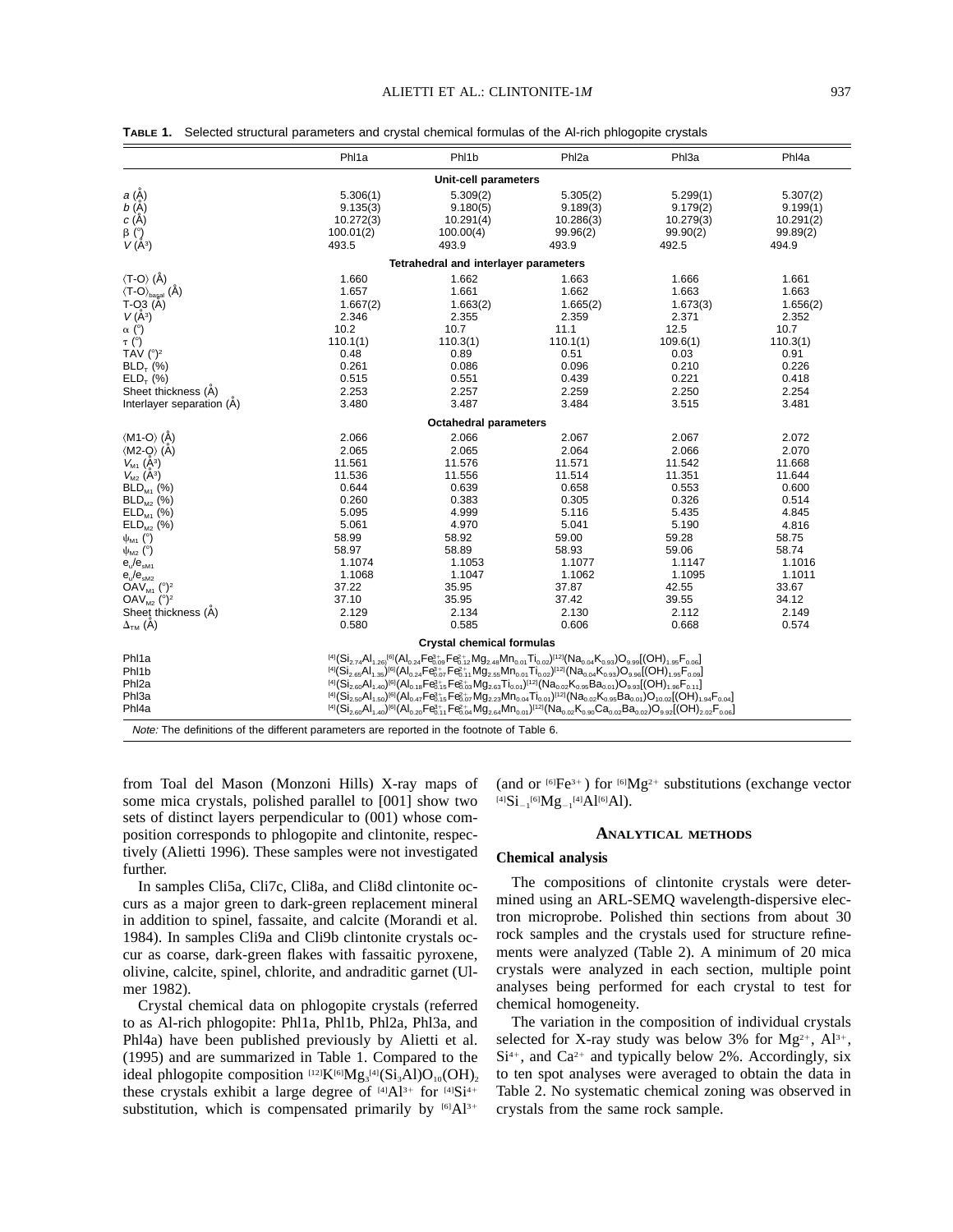**TABLE 1.** Selected structural parameters and crystal chemical formulas of the Al-rich phlogopite crystals

| | Phl1a | Phl1b | Phl2a | Phl3a | Phl4a |
|---|---|---|---|---|---|
| **Unit-cell parameters** | | | | | |
| $a$ (Å) | 5.306(1) | 5.309(2) | 5.305(2) | 5.299(1) | 5.307(2) |
| $b$ (Å) | 9.135(3) | 9.180(5) | 9.189(3) | 9.179(2) | 9.199(1) |
| $c$ (Å) | 10.272(3) | 10.291(4) | 10.286(3) | 10.279(3) | 10.291(2) |
| β (°) | 100.01(2) | 100.00(4) | 99.96(2) | 99.90(2) | 99.89(2) |
| $V$ (Å$^3$) | 493.5 | 493.9 | 493.9 | 492.5 | 494.9 |
| **Tetrahedral and interlayer parameters** | | | | | |
| ⟨T-O⟩ (Å) | 1.660 | 1.662 | 1.663 | 1.666 | 1.661 |
| ⟨T-O⟩$_{basal}$ (Å) | 1.657 | 1.661 | 1.662 | 1.663 | 1.663 |
| T-O3 (Å) | 1.667(2) | 1.663(2) | 1.665(2) | 1.673(3) | 1.656(2) |
| $V$ (Å$^3$) | 2.346 | 2.355 | 2.359 | 2.371 | 2.352 |
| α (°) | 10.2 | 10.7 | 11.1 | 12.5 | 10.7 |
| τ (°) | 110.1(1) | 110.3(1) | 110.1(1) | 109.6(1) | 110.3(1) |
| TAV (°)$^2$ | 0.48 | 0.89 | 0.51 | 0.03 | 0.91 |
| BLD$_T$ (%) | 0.261 | 0.086 | 0.096 | 0.210 | 0.226 |
| ELD$_T$ (%) | 0.515 | 0.551 | 0.439 | 0.221 | 0.418 |
| Sheet thickness (Å) | 2.253 | 2.257 | 2.259 | 2.250 | 2.254 |
| Interlayer separation (Å) | 3.480 | 3.487 | 3.484 | 3.515 | 3.481 |
| **Octahedral parameters** | | | | | |
| ⟨M1-O⟩ (Å) | 2.066 | 2.066 | 2.067 | 2.067 | 2.072 |
| ⟨M2-O⟩ (Å) | 2.065 | 2.065 | 2.064 | 2.066 | 2.070 |
| $V_{M1}$ (Å$^3$) | 11.561 | 11.576 | 11.571 | 11.542 | 11.668 |
| $V_{M2}$ (Å$^3$) | 11.536 | 11.556 | 11.514 | 11.351 | 11.644 |
| BLD$_{M1}$ (%) | 0.644 | 0.639 | 0.658 | 0.553 | 0.600 |
| BLD$_{M2}$ (%) | 0.260 | 0.383 | 0.305 | 0.326 | 0.514 |
| ELD$_{M1}$ (%) | 5.095 | 4.999 | 5.116 | 5.435 | 4.845 |
| ELD$_{M2}$ (%) | 5.061 | 4.970 | 5.041 | 5.190 | 4.816 |
| $\psi_{M1}$ (°) | 58.99 | 58.92 | 59.00 | 59.28 | 58.75 |
| $\psi_{M2}$ (°) | 58.97 | 58.89 | 58.93 | 59.06 | 58.74 |
| $e_u/e_{sM1}$ | 1.1074 | 1.1053 | 1.1077 | 1.1147 | 1.1016 |
| $e_u/e_{sM2}$ | 1.1068 | 1.1047 | 1.1062 | 1.1095 | 1.1011 |
| OAV$_{M1}$ (°)$^2$ | 37.22 | 35.95 | 37.87 | 42.55 | 33.67 |
| OAV$_{M2}$ (°)$^2$ | 37.10 | 35.95 | 37.42 | 39.55 | 34.12 |
| Sheet thickness (Å) | 2.129 | 2.134 | 2.130 | 2.112 | 2.149 |
| $\Delta_{TM}$ (Å) | 0.580 | 0.585 | 0.606 | 0.668 | 0.574 |

**Crystal chemical formulas**

Phl1a: $^{[4]}(Si_{2.74}Al_{1.26})^{[6]}(Al_{0.24}Fe^{3+}_{0.09}Fe^{2+}_{0.12}Mg_{2.48}Mn_{0.01}Ti_{0.02})^{[12]}(Na_{0.04}K_{0.93})O_{9.99}[(OH)_{1.95}F_{0.06}]$

Phl1b: $^{[4]}(Si_{2.65}Al_{1.35})^{[6]}(Al_{0.24}Fe^{3+}_{0.07}Fe^{2+}_{0.11}Mg_{2.55}Mn_{0.01}Ti_{0.02})^{[12]}(Na_{0.04}K_{0.93})O_{9.96}[(OH)_{1.95}F_{0.09}]$

Phl2a: $^{[4]}(Si_{2.60}Al_{1.40})^{[6]}(Al_{0.18}Fe^{3+}_{0.15}Fe^{2+}_{0.03}Mg_{2.63}Ti_{0.01})^{[12]}(Na_{0.02}K_{0.95}Ba_{0.01})O_{9.93}[(OH)_{1.96}F_{0.11}]$

Phl3a: $^{[4]}(Si_{2.50}Al_{1.50})^{[6]}(Al_{0.47}Fe^{3+}_{0.15}Fe^{2+}_{0.07}Mg_{2.23}Mn_{0.04}Ti_{0.01})^{[12]}(Na_{0.02}K_{0.95}Ba_{0.01})O_{10.02}[(OH)_{1.94}F_{0.04}]$

Phl4a: $^{[4]}(Si_{2.60}Al_{1.40})^{[6]}(Al_{0.20}Fe^{3+}_{0.11}Fe^{2+}_{0.04}Mg_{2.64}Mn_{0.01})^{[12]}(Na_{0.02}K_{0.90}Ca_{0.02}Ba_{0.02})O_{9.92}[(OH)_{2.02}F_{0.06}]$

*Note:* The definitions of the different parameters are reported in the footnote of Table 6.

from Toal del Mason (Monzoni Hills) X-ray maps of some mica crystals, polished parallel to [001] show two sets of distinct layers perpendicular to (001) whose composition corresponds to phlogopite and clintonite, respectively (Alietti 1996). These samples were not investigated further.

In samples Cli5a, Cli7c, Cli8a, and Cli8d clintonite occurs as a major green to dark-green replacement mineral in addition to spinel, fassaite, and calcite (Morandi et al. 1984). In samples Cli9a and Cli9b clintonite crystals occur as coarse, dark-green flakes with fassaitic pyroxene, olivine, calcite, spinel, chlorite, and andraditic garnet (Ulmer 1982).

Crystal chemical data on phlogopite crystals (referred to as Al-rich phlogopite: Phl1a, Phl1b, Phl2a, Phl3a, and Phl4a) have been published previously by Alietti et al. (1995) and are summarized in Table 1. Compared to the ideal phlogopite composition $^{[12]}K^{[6]}Mg_3{}^{[4]}(Si_3Al)O_{10}(OH)_2$ these crystals exhibit a large degree of $^{[4]}Al^{3+}$ for $^{[4]}Si^{4+}$ substitution, which is compensated primarily by $^{[6]}Al^{3+}$ (and or $^{[6]}Fe^{3+}$) for $^{[6]}Mg^{2+}$ substitutions (exchange vector $^{[4]}Si_{-1}{}^{[6]}Mg_{-1}{}^{[4]}Al^{[6]}Al$).

## ANALYTICAL METHODS

### Chemical analysis

The compositions of clintonite crystals were determined using an ARL-SEMQ wavelength-dispersive electron microprobe. Polished thin sections from about 30 rock samples and the crystals used for structure refinements were analyzed (Table 2). A minimum of 20 mica crystals were analyzed in each section, multiple point analyses being performed for each crystal to test for chemical homogeneity.

The variation in the composition of individual crystals selected for X-ray study was below 3% for $Mg^{2+}$, $Al^{3+}$, $Si^{4+}$, and $Ca^{2+}$ and typically below 2%. Accordingly, six to ten spot analyses were averaged to obtain the data in Table 2. No systematic chemical zoning was observed in crystals from the same rock sample.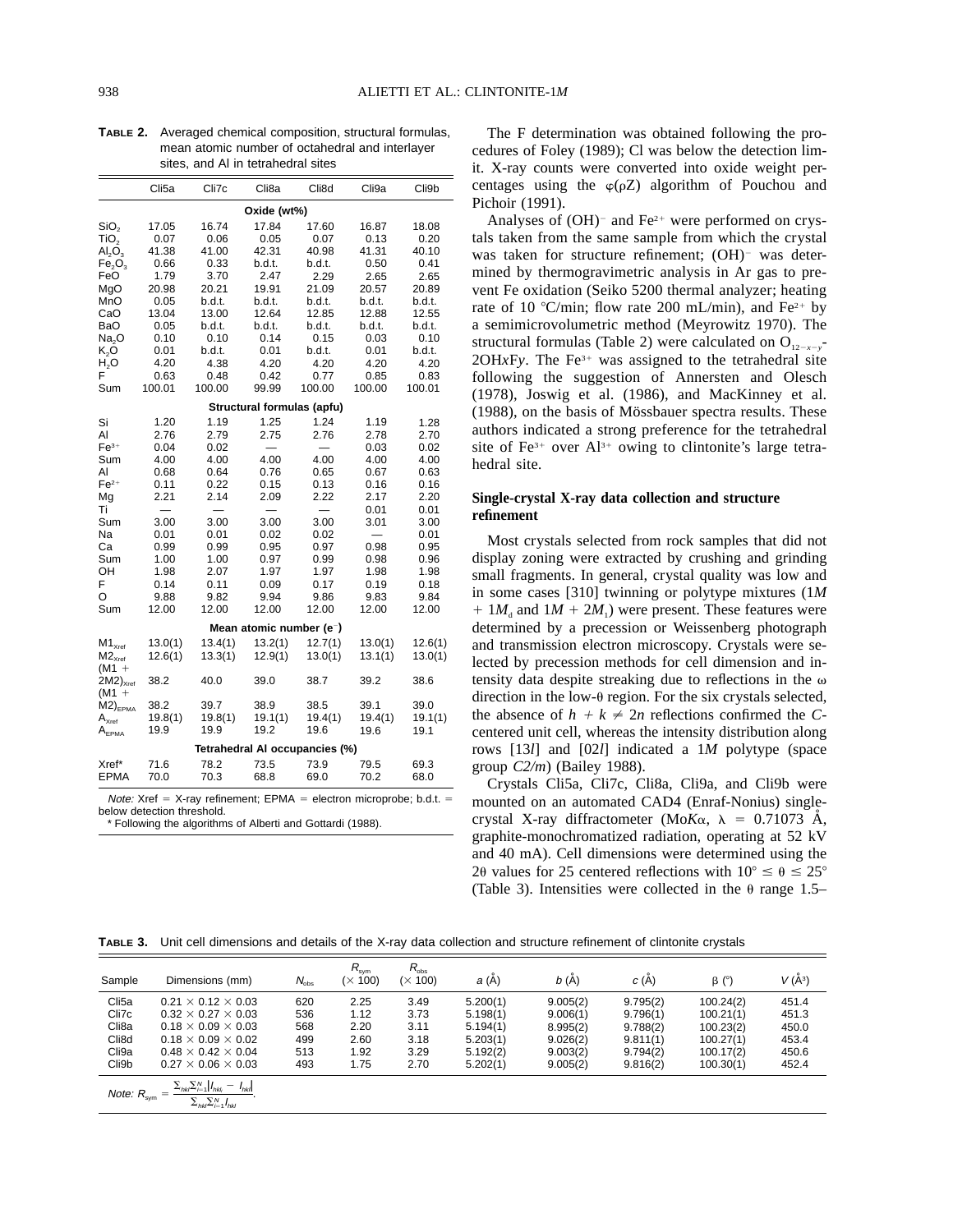**TABLE 2.** Averaged chemical composition, structural formulas, mean atomic number of octahedral and interlayer sites, and Al in tetrahedral sites

| | Cli5a | Cli7c | Cli8a | Cli8d | Cli9a | Cli9b |
|---|---|---|---|---|---|---|
| **Oxide (wt%)** | | | | | | |
| $SiO_2$ | 17.05 | 16.74 | 17.84 | 17.60 | 16.87 | 18.08 |
| $TiO_2$ | 0.07 | 0.06 | 0.05 | 0.07 | 0.13 | 0.20 |
| $Al_2O_3$ | 41.38 | 41.00 | 42.31 | 40.98 | 41.31 | 40.10 |
| $Fe_2O_3$ | 0.66 | 0.33 | b.d.t. | b.d.t. | 0.50 | 0.41 |
| FeO | 1.79 | 3.70 | 2.47 | 2.29 | 2.65 | 2.65 |
| MgO | 20.98 | 20.21 | 19.91 | 21.09 | 20.57 | 20.89 |
| MnO | 0.05 | b.d.t. | b.d.t. | b.d.t. | b.d.t. | b.d.t. |
| CaO | 13.04 | 13.00 | 12.64 | 12.85 | 12.88 | 12.55 |
| BaO | 0.05 | b.d.t. | b.d.t. | b.d.t. | b.d.t. | b.d.t. |
| $Na_2O$ | 0.10 | 0.10 | 0.14 | 0.15 | 0.03 | 0.10 |
| $K_2O$ | 0.01 | b.d.t. | 0.01 | b.d.t. | 0.01 | b.d.t. |
| $H_2O$ | 4.20 | 4.38 | 4.20 | 4.20 | 4.20 | 4.20 |
| F | 0.63 | 0.48 | 0.42 | 0.77 | 0.85 | 0.83 |
| Sum | 100.01 | 100.00 | 99.99 | 100.00 | 100.00 | 100.01 |
| **Structural formulas (apfu)** | | | | | | |
| Si | 1.20 | 1.19 | 1.25 | 1.24 | 1.19 | 1.28 |
| Al | 2.76 | 2.79 | 2.75 | 2.76 | 2.78 | 2.70 |
| $Fe^{3+}$ | 0.04 | 0.02 | — | — | 0.03 | 0.02 |
| Sum | 4.00 | 4.00 | 4.00 | 4.00 | 4.00 | 4.00 |
| Al | 0.68 | 0.64 | 0.76 | 0.65 | 0.67 | 0.63 |
| $Fe^{2+}$ | 0.11 | 0.22 | 0.15 | 0.13 | 0.16 | 0.16 |
| Mg | 2.21 | 2.14 | 2.09 | 2.22 | 2.17 | 2.20 |
| Ti | — | — | — | — | 0.01 | 0.01 |
| Sum | 3.00 | 3.00 | 3.00 | 3.00 | 3.01 | 3.00 |
| Na | 0.01 | 0.01 | 0.02 | 0.02 | — | 0.01 |
| Ca | 0.99 | 0.99 | 0.95 | 0.97 | 0.98 | 0.95 |
| Sum | 1.00 | 1.00 | 0.97 | 0.99 | 0.98 | 0.96 |
| OH | 1.98 | 2.07 | 1.97 | 1.97 | 1.98 | 1.98 |
| F | 0.14 | 0.11 | 0.09 | 0.17 | 0.19 | 0.18 |
| O | 9.88 | 9.82 | 9.94 | 9.86 | 9.83 | 9.84 |
| Sum | 12.00 | 12.00 | 12.00 | 12.00 | 12.00 | 12.00 |
| **Mean atomic number ($e^-$)** | | | | | | |
| $M1_{Xref}$ | 13.0(1) | 13.4(1) | 13.2(1) | 12.7(1) | 13.0(1) | 12.6(1) |
| $M2_{Xref}$ | 12.6(1) | 13.3(1) | 12.9(1) | 13.0(1) | 13.1(1) | 13.0(1) |
| $(M1 + 2M2)_{Xref}$ | 38.2 | 40.0 | 39.0 | 38.7 | 39.2 | 38.6 |
| $(M1 + M2)_{EPMA}$ | 38.2 | 39.7 | 38.9 | 38.5 | 39.1 | 39.0 |
| $A_{Xref}$ | 19.8(1) | 19.8(1) | 19.1(1) | 19.4(1) | 19.4(1) | 19.1(1) |
| $A_{EPMA}$ | 19.9 | 19.9 | 19.2 | 19.6 | 19.6 | 19.1 |
| **Tetrahedral Al occupancies (%)** | | | | | | |
| Xref* | 71.6 | 78.2 | 73.5 | 73.9 | 79.5 | 69.3 |
| EPMA | 70.0 | 70.3 | 68.8 | 69.0 | 70.2 | 68.0 |

*Note:* Xref = X-ray refinement; EPMA = electron microprobe; b.d.t. = below detection threshold.
\* Following the algorithms of Alberti and Gottardi (1988).

The F determination was obtained following the procedures of Foley (1989); Cl was below the detection limit. X-ray counts were converted into oxide weight percentages using the $\varphi(\rho Z)$ algorithm of Pouchou and Pichoir (1991).

Analyses of $(OH)^-$ and $Fe^{2+}$ were performed on crystals taken from the same sample from which the crystal was taken for structure refinement; $(OH)^-$ was determined by thermogravimetric analysis in Ar gas to prevent Fe oxidation (Seiko 5200 thermal analyzer; heating rate of 10 °C/min; flow rate 200 mL/min), and $Fe^{2+}$ by a semimicrovolumetric method (Meyrowitz 1970). The structural formulas (Table 2) were calculated on $O_{12-x-y}$-$2OHxFy$. The $Fe^{3+}$ was assigned to the tetrahedral site following the suggestion of Annersten and Olesch (1978), Joswig et al. (1986), and MacKinney et al. (1988), on the basis of Mössbauer spectra results. These authors indicated a strong preference for the tetrahedral site of $Fe^{3+}$ over $Al^{3+}$ owing to clintonite's large tetrahedral site.

### Single-crystal X-ray data collection and structure refinement

Most crystals selected from rock samples that did not display zoning were extracted by crushing and grinding small fragments. In general, crystal quality was low and in some cases [310] twinning or polytype mixtures ($1M + 1M_d$ and $1M + 2M_1$) were present. These features were determined by a precession or Weissenberg photograph and transmission electron microscopy. Crystals were selected by precession methods for cell dimension and intensity data despite streaking due to reflections in the $\omega$ direction in the low-$\theta$ region. For the six crystals selected, the absence of $h + k \neq 2n$ reflections confirmed the *C*-centered unit cell, whereas the intensity distribution along rows [13*l*] and [02*l*] indicated a 1*M* polytype (space group *C*2/*m*) (Bailey 1988).

Crystals Cli5a, Cli7c, Cli8a, Cli9a, and Cli9b were mounted on an automated CAD4 (Enraf-Nonius) single-crystal X-ray diffractometer (Mo*K*$\alpha$, $\lambda$ = 0.71073 Å, graphite-monochromatized radiation, operating at 52 kV and 40 mA). Cell dimensions were determined using the $2\theta$ values for 25 centered reflections with $10° \leq \theta \leq 25°$ (Table 3). Intensities were collected in the $\theta$ range 1.5–

**TABLE 3.** Unit cell dimensions and details of the X-ray data collection and structure refinement of clintonite crystals

| Sample | Dimensions (mm) | $N_{obs}$ | $R_{sym}$ (× 100) | $R_{obs}$ (× 100) | *a* (Å) | *b* (Å) | *c* (Å) | β (°) | *V* (Å³) |
|---|---|---|---|---|---|---|---|---|---|
| Cli5a | 0.21 × 0.12 × 0.03 | 620 | 2.25 | 3.49 | 5.200(1) | 9.005(2) | 9.795(2) | 100.24(2) | 451.4 |
| Cli7c | 0.32 × 0.27 × 0.03 | 536 | 1.12 | 3.73 | 5.198(1) | 9.006(1) | 9.796(1) | 100.21(1) | 451.3 |
| Cli8a | 0.18 × 0.09 × 0.03 | 568 | 2.20 | 3.11 | 5.194(1) | 8.995(2) | 9.788(2) | 100.23(2) | 450.0 |
| Cli8d | 0.18 × 0.09 × 0.02 | 499 | 2.60 | 3.18 | 5.203(1) | 9.026(2) | 9.811(1) | 100.27(1) | 453.4 |
| Cli9a | 0.48 × 0.42 × 0.04 | 513 | 1.92 | 3.29 | 5.192(2) | 9.003(2) | 9.794(2) | 100.17(2) | 450.6 |
| Cli9b | 0.27 × 0.06 × 0.03 | 493 | 1.75 | 2.70 | 5.202(1) | 9.005(2) | 9.816(2) | 100.30(1) | 452.4 |

*Note:* $R_{sym} = \dfrac{\sum_{hkl}\sum_{i=1}^{N}|I_{hkl_i} - \bar{I}_{hkl}|}{\sum_{hkl}\sum_{i=1}^{N} I_{hkl}}$.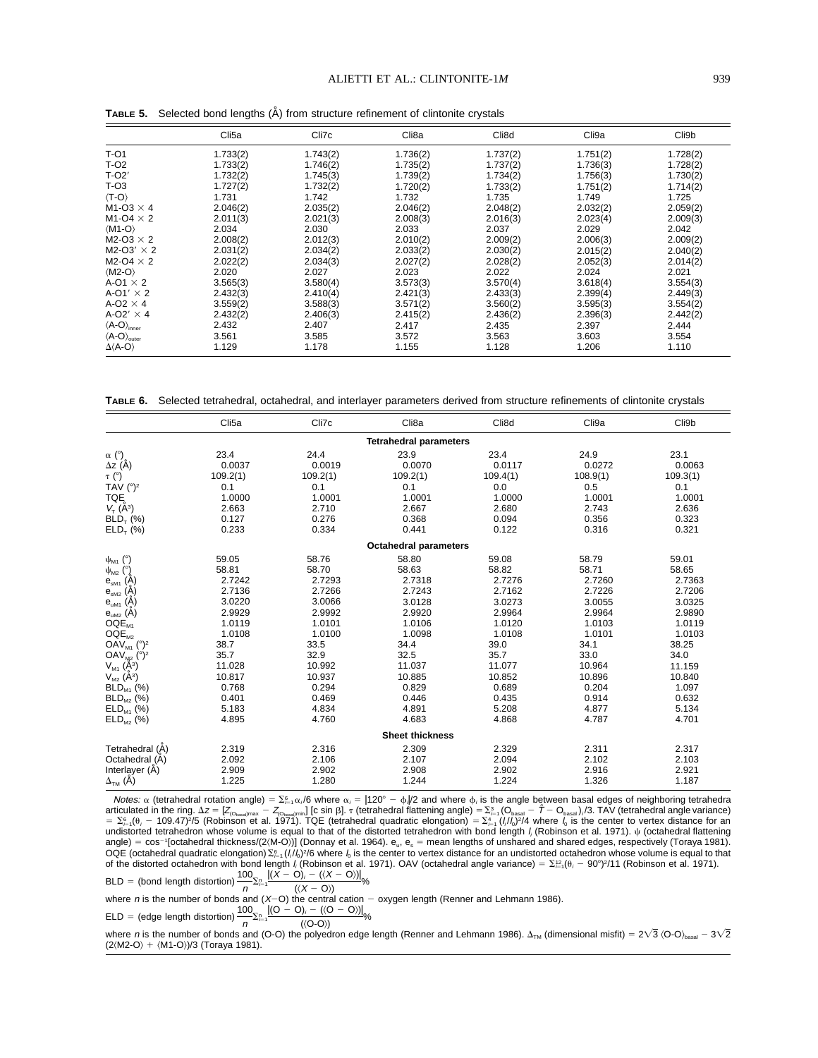**Table 5.** Selected bond lengths (Å) from structure refinement of clintonite crystals

| | Cli5a | Cli7c | Cli8a | Cli8d | Cli9a | Cli9b |
|---|---|---|---|---|---|---|
| T-O1 | 1.733(2) | 1.743(2) | 1.736(2) | 1.737(2) | 1.751(2) | 1.728(2) |
| T-O2 | 1.733(2) | 1.746(2) | 1.735(2) | 1.737(2) | 1.736(3) | 1.728(2) |
| T-O2′ | 1.732(2) | 1.745(3) | 1.739(2) | 1.734(2) | 1.756(3) | 1.730(2) |
| T-O3 | 1.727(2) | 1.732(2) | 1.720(2) | 1.733(2) | 1.751(2) | 1.714(2) |
| ⟨T-O⟩ | 1.731 | 1.742 | 1.732 | 1.735 | 1.749 | 1.725 |
| M1-O3 × 4 | 2.046(2) | 2.035(2) | 2.046(2) | 2.048(2) | 2.032(2) | 2.059(2) |
| M1-O4 × 2 | 2.011(3) | 2.021(3) | 2.008(3) | 2.016(3) | 2.023(4) | 2.009(3) |
| ⟨M1-O⟩ | 2.034 | 2.030 | 2.033 | 2.037 | 2.029 | 2.042 |
| M2-O3 × 2 | 2.008(2) | 2.012(3) | 2.010(2) | 2.009(2) | 2.006(3) | 2.009(2) |
| M2-O3′ × 2 | 2.031(2) | 2.034(2) | 2.033(2) | 2.030(2) | 2.015(2) | 2.040(2) |
| M2-O4 × 2 | 2.022(2) | 2.034(3) | 2.027(2) | 2.028(2) | 2.052(3) | 2.014(2) |
| ⟨M2-O⟩ | 2.020 | 2.027 | 2.023 | 2.022 | 2.024 | 2.021 |
| A-O1 × 2 | 3.565(3) | 3.580(4) | 3.573(3) | 3.570(4) | 3.618(4) | 3.554(3) |
| A-O1′ × 2 | 2.432(3) | 2.410(4) | 2.421(3) | 2.433(3) | 2.399(4) | 2.449(3) |
| A-O2 × 4 | 3.559(2) | 3.588(3) | 3.571(2) | 3.560(2) | 3.595(3) | 3.554(2) |
| A-O2′ × 4 | 2.432(2) | 2.406(3) | 2.415(2) | 2.436(2) | 2.396(3) | 2.442(2) |
| $\langle$A-O$\rangle_{inner}$ | 2.432 | 2.407 | 2.417 | 2.435 | 2.397 | 2.444 |
| $\langle$A-O$\rangle_{outer}$ | 3.561 | 3.585 | 3.572 | 3.563 | 3.603 | 3.554 |
| Δ⟨A-O⟩ | 1.129 | 1.178 | 1.155 | 1.128 | 1.206 | 1.110 |

**Table 6.** Selected tetrahedral, octahedral, and interlayer parameters derived from structure refinements of clintonite crystals

| | Cli5a | Cli7c | Cli8a | Cli8d | Cli9a | Cli9b |
|---|---|---|---|---|---|---|
| | | | **Tetrahedral parameters** | | | |
| α (°) | 23.4 | 24.4 | 23.9 | 23.4 | 24.9 | 23.1 |
| Δz (Å) | 0.0037 | 0.0019 | 0.0070 | 0.0117 | 0.0272 | 0.0063 |
| τ (°) | 109.2(1) | 109.2(1) | 109.2(1) | 109.4(1) | 108.9(1) | 109.3(1) |
| TAV $(°)^2$ | 0.1 | 0.1 | 0.1 | 0.0 | 0.5 | 0.1 |
| TQE | 1.0000 | 1.0001 | 1.0001 | 1.0000 | 1.0001 | 1.0001 |
| $V_T$ (Å$^3$) | 2.663 | 2.710 | 2.667 | 2.680 | 2.743 | 2.636 |
| $BLD_T$ (%) | 0.127 | 0.276 | 0.368 | 0.094 | 0.356 | 0.323 |
| $ELD_T$ (%) | 0.233 | 0.334 | 0.441 | 0.122 | 0.316 | 0.321 |
| | | | **Octahedral parameters** | | | |
| $\psi_{M1}$ (°) | 59.05 | 58.76 | 58.80 | 59.08 | 58.79 | 59.01 |
| $\psi_{M2}$ (°) | 58.81 | 58.70 | 58.63 | 58.82 | 58.71 | 58.65 |
| $e_{sM1}$ (Å) | 2.7242 | 2.7293 | 2.7318 | 2.7276 | 2.7260 | 2.7363 |
| $e_{sM2}$ (Å) | 2.7136 | 2.7266 | 2.7243 | 2.7162 | 2.7226 | 2.7206 |
| $e_{uM1}$ (Å) | 3.0220 | 3.0066 | 3.0128 | 3.0273 | 3.0055 | 3.0325 |
| $e_{uM2}$ (Å) | 2.9929 | 2.9992 | 2.9920 | 2.9964 | 2.9964 | 2.9890 |
| $OQE_{M1}$ | 1.0119 | 1.0101 | 1.0106 | 1.0120 | 1.0103 | 1.0119 |
| $OQE_{M2}$ | 1.0108 | 1.0100 | 1.0098 | 1.0108 | 1.0101 | 1.0103 |
| $OAV_{M1}$ $(°)^2$ | 38.7 | 33.5 | 34.4 | 39.0 | 34.1 | 38.25 |
| $OAV_{M2}$ $(°)^2$ | 35.7 | 32.9 | 32.5 | 35.7 | 33.0 | 34.0 |
| $V_{M1}$ (Å$^3$) | 11.028 | 10.992 | 11.037 | 11.077 | 10.964 | 11.159 |
| $V_{M2}$ (Å$^3$) | 10.817 | 10.937 | 10.885 | 10.852 | 10.896 | 10.840 |
| $BLD_{M1}$ (%) | 0.768 | 0.294 | 0.829 | 0.689 | 0.204 | 1.097 |
| $BLD_{M2}$ (%) | 0.401 | 0.469 | 0.446 | 0.435 | 0.914 | 0.632 |
| $ELD_{M1}$ (%) | 5.183 | 4.834 | 4.891 | 5.208 | 4.877 | 5.134 |
| $ELD_{M2}$ (%) | 4.895 | 4.760 | 4.683 | 4.868 | 4.787 | 4.701 |
| | | | **Sheet thickness** | | | |
| Tetrahedral (Å) | 2.319 | 2.316 | 2.309 | 2.329 | 2.311 | 2.317 |
| Octahedral (Å) | 2.092 | 2.106 | 2.107 | 2.094 | 2.102 | 2.103 |
| Interlayer (Å) | 2.909 | 2.902 | 2.908 | 2.902 | 2.916 | 2.921 |
| $\Delta_{TM}$ (Å) | 1.225 | 1.280 | 1.244 | 1.224 | 1.326 | 1.187 |

*Notes:* α (tetrahedral rotation angle) = $\Sigma_{i=1}^{6}\alpha_i/6$ where $\alpha_i = |120° - \phi_i|/2$ and where $\phi_i$ is the angle between basal edges of neighboring tetrahedra articulated in the ring. $\Delta z = [Z_{(O_{basal})max} - Z_{(O_{basal})min}]$ [c sin β]. τ (tetrahedral flattening angle) = $\Sigma_{i=1}^{3}(O_{basal} - \hat{T} - O_{basal})_i/3$. TAV (tetrahedral angle variance) = $\Sigma_{i=1}^{6}(\theta_i - 109.47)^2/5$ (Robinson et al. 1971). TQE (tetrahedral quadratic elongation) = $\Sigma_{i=1}^{4}(l_i/l_0)^2/4$ where $l_0$ is the center to vertex distance for an undistorted tetrahedron whose volume is equal to that of the distorted tetrahedron with bond length $l_i$ (Robinson et al. 1971). ψ (octahedral flattening angle) = $\cos^{-1}$[octahedral thickness/(2⟨M-O⟩)] (Donnay et al. 1964). $e_u$, $e_s$ = mean lengths of unshared and shared edges, respectively (Toraya 1981). OQE (octahedral quadratic elongation) $\Sigma_{i=1}^{6}(l_i/l_0)^2/6$ where $l_0$ is the center to vertex distance for an undistorted octahedron whose volume is equal to that of the distorted octahedron with bond length $l_i$ (Robinson et al. 1971). OAV (octahedral angle variance) = $\Sigma_{i=1}^{12}(\theta_i - 90°)^2/11$ (Robinson et al. 1971).

$$\text{BLD} = (\text{bond length distortion}) \frac{100}{n}\Sigma_{i=1}^{n}\frac{|(X - O)_i - (\langle X - O\rangle)|}{(\langle X - O\rangle)}\%$$

where $n$ is the number of bonds and (X−O) the central cation − oxygen length (Renner and Lehmann 1986).

$$\text{ELD} = (\text{edge length distortion}) \frac{100}{n}\Sigma_{i=1}^{n}\frac{|(O - O)_i - (\langle O - O\rangle)|}{(\langle O\text{-}O\rangle)}\%$$

where $n$ is the number of bonds and (O-O) the polyedron edge length (Renner and Lehmann 1986). $\Delta_{TM}$ (dimensional misfit) = $2\sqrt{3}\,\langle O\text{-}O\rangle_{basal} - 3\sqrt{2}\,(2\langle M2\text{-}O\rangle + \langle M1\text{-}O\rangle)/3$ (Toraya 1981).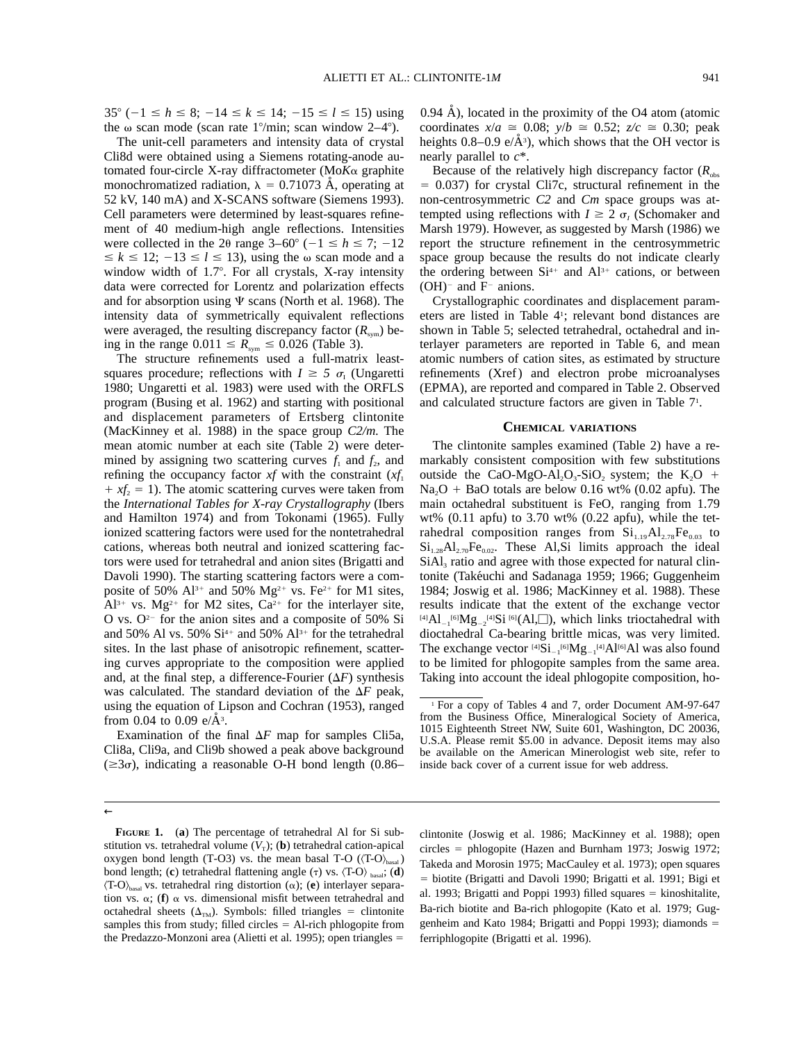35° ($-1 \leq h \leq 8$; $-14 \leq k \leq 14$; $-15 \leq l \leq 15$) using the ω scan mode (scan rate 1°/min; scan window 2–4°).

The unit-cell parameters and intensity data of crystal Cli8d were obtained using a Siemens rotating-anode automated four-circle X-ray diffractometer (Mo*K*α graphite monochromatized radiation, λ = 0.71073 Å, operating at 52 kV, 140 mA) and X-SCANS software (Siemens 1993). Cell parameters were determined by least-squares refinement of 40 medium-high angle reflections. Intensities were collected in the 2θ range 3–60° ($-1 \leq h \leq 7$; $-12 \leq k \leq 12$; $-13 \leq l \leq 13$), using the ω scan mode and a window width of 1.7°. For all crystals, X-ray intensity data were corrected for Lorentz and polarization effects and for absorption using Ψ scans (North et al. 1968). The intensity data of symmetrically equivalent reflections were averaged, the resulting discrepancy factor ($R_{sym}$) being in the range $0.011 \leq R_{sym} \leq 0.026$ (Table 3).

The structure refinements used a full-matrix least-squares procedure; reflections with $I \geq 5\ \sigma_I$ (Ungaretti 1980; Ungaretti et al. 1983) were used with the ORFLS program (Busing et al. 1962) and starting with positional and displacement parameters of Ertsberg clintonite (MacKinney et al. 1988) in the space group *C2/m*. The mean atomic number at each site (Table 2) were determined by assigning two scattering curves $f_1$ and $f_2$, and refining the occupancy factor $xf$ with the constraint ($xf_1 + xf_2 = 1$). The atomic scattering curves were taken from the *International Tables for X-ray Crystallography* (Ibers and Hamilton 1974) and from Tokonami (1965). Fully ionized scattering factors were used for the nontetrahedral cations, whereas both neutral and ionized scattering factors were used for tetrahedral and anion sites (Brigatti and Davoli 1990). The starting scattering factors were a composite of 50% $Al^{3+}$ and 50% $Mg^{2+}$ vs. $Fe^{2+}$ for M1 sites, $Al^{3+}$ vs. $Mg^{2+}$ for M2 sites, $Ca^{2+}$ for the interlayer site, O vs. $O^{2-}$ for the anion sites and a composite of 50% Si and 50% Al vs. 50% $Si^{4+}$ and 50% $Al^{3+}$ for the tetrahedral sites. In the last phase of anisotropic refinement, scattering curves appropriate to the composition were applied and, at the final step, a difference-Fourier (Δ*F*) synthesis was calculated. The standard deviation of the Δ*F* peak, using the equation of Lipson and Cochran (1953), ranged from 0.04 to 0.09 e/Å³.

Examination of the final Δ*F* map for samples Cli5a, Cli8a, Cli9a, and Cli9b showed a peak above background (≥3σ), indicating a reasonable O-H bond length (0.86–0.94 Å), located in the proximity of the O4 atom (atomic coordinates $x/a \cong 0.08$; $y/b \cong 0.52$; $z/c \cong 0.30$; peak heights 0.8–0.9 e/Å³), which shows that the OH vector is nearly parallel to $c^*$.

Because of the relatively high discrepancy factor ($R_{obs} = 0.037$) for crystal Cli7c, structural refinement in the non-centrosymmetric *C2* and *Cm* space groups was attempted using reflections with $I \geq 2\ \sigma_I$ (Schomaker and Marsh 1979). However, as suggested by Marsh (1986) we report the structure refinement in the centrosymmetric space group because the results do not indicate clearly the ordering between $Si^{4+}$ and $Al^{3+}$ cations, or between $(OH)^-$ and $F^-$ anions.

Crystallographic coordinates and displacement parameters are listed in Table 4[1]; relevant bond distances are shown in Table 5; selected tetrahedral, octahedral and interlayer parameters are reported in Table 6, and mean atomic numbers of cation sites, as estimated by structure refinements (Xref) and electron probe microanalyses (EPMA), are reported and compared in Table 2. Observed and calculated structure factors are given in Table 7[1].

## Chemical variations

The clintonite samples examined (Table 2) have a remarkably consistent composition with few substitutions outside the $CaO$-$MgO$-$Al_2O_3$-$SiO_2$ system; the $K_2O$ + $Na_2O$ + BaO totals are below 0.16 wt% (0.02 apfu). The main octahedral substituent is FeO, ranging from 1.79 wt% (0.11 apfu) to 3.70 wt% (0.22 apfu), while the tetrahedral composition ranges from $Si_{1.19}Al_{2.78}Fe_{0.03}$ to $Si_{1.28}Al_{2.70}Fe_{0.02}$. These Al,Si limits approach the ideal $SiAl_3$ ratio and agree with those expected for natural clintonite (Takéuchi and Sadanaga 1959; 1966; Guggenheim 1984; Joswig et al. 1986; MacKinney et al. 1988). These results indicate that the extent of the exchange vector ${}^{[4]}Al_{-1}{}^{[6]}Mg_{-2}{}^{[4]}Si\ {}^{[6]}(Al,\square)$, which links trioctahedral with dioctahedral Ca-bearing brittle micas, was very limited. The exchange vector ${}^{[4]}Si_{-1}{}^{[6]}Mg_{-1}{}^{[4]}Al{}^{[6]}Al$ was also found to be limited for phlogopite samples from the same area. Taking into account the ideal phlogopite composition, ho-

[1] For a copy of Tables 4 and 7, order Document AM-97-647 from the Business Office, Mineralogical Society of America, 1015 Eighteenth Street NW, Suite 601, Washington, DC 20036, U.S.A. Please remit $5.00 in advance. Deposit items may also be available on the American Mineralogist web site, refer to inside back cover of a current issue for web address.

←

**Figure 1.** (**a**) The percentage of tetrahedral Al for Si substitution vs. tetrahedral volume ($V_T$); (**b**) tetrahedral cation-apical oxygen bond length (T-O3) vs. the mean basal T-O ($\langle$T-O$\rangle_{basal}$) bond length; (**c**) tetrahedral flattening angle (τ) vs. $\langle$T-O$\rangle_{basal}$; (**d**) $\langle$T-O$\rangle_{basal}$ vs. tetrahedral ring distortion (α); (**e**) interlayer separation vs. α; (**f**) α vs. dimensional misfit between tetrahedral and octahedral sheets ($\Delta_{TM}$). Symbols: filled triangles = clintonite samples this from study; filled circles = Al-rich phlogopite from the Predazzo-Monzoni area (Alietti et al. 1995); open triangles = clintonite (Joswig et al. 1986; MacKinney et al. 1988); open circles = phlogopite (Hazen and Burnham 1973; Joswig 1972; Takeda and Morosin 1975; MacCauley et al. 1973); open squares = biotite (Brigatti and Davoli 1990; Brigatti et al. 1991; Bigi et al. 1993; Brigatti and Poppi 1993) filled squares = kinoshitalite, Ba-rich biotite and Ba-rich phlogopite (Kato et al. 1979; Guggenheim and Kato 1984; Brigatti and Poppi 1993); diamonds = ferriphlogopite (Brigatti et al. 1996).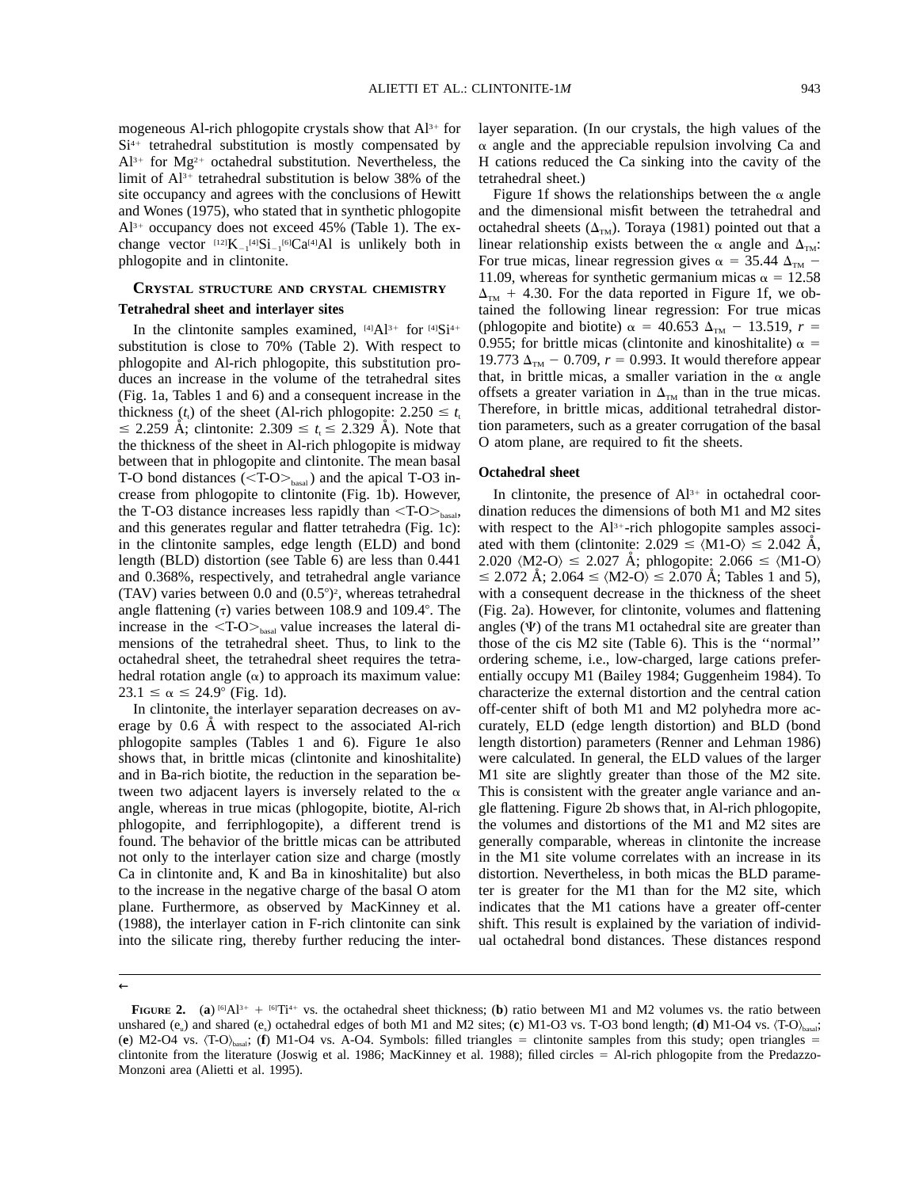mogeneous Al-rich phlogopite crystals show that $Al^{3+}$ for $Si^{4+}$ tetrahedral substitution is mostly compensated by $Al^{3+}$ for $Mg^{2+}$ octahedral substitution. Nevertheless, the limit of $Al^{3+}$ tetrahedral substitution is below 38% of the site occupancy and agrees with the conclusions of Hewitt and Wones (1975), who stated that in synthetic phlogopite $Al^{3+}$ occupancy does not exceed 45% (Table 1). The exchange vector ${}^{[12]}K_{-1}{}^{[4]}Si_{-1}{}^{[6]}Ca{}^{[4]}Al$ is unlikely both in phlogopite and in clintonite.

## Crystal structure and crystal chemistry

### Tetrahedral sheet and interlayer sites

In the clintonite samples examined, ${}^{[4]}Al^{3+}$ for ${}^{[4]}Si^{4+}$ substitution is close to 70% (Table 2). With respect to phlogopite and Al-rich phlogopite, this substitution produces an increase in the volume of the tetrahedral sites (Fig. 1a, Tables 1 and 6) and a consequent increase in the thickness ($t_t$) of the sheet (Al-rich phlogopite: $2.250 \leq t_t \leq 2.259$ Å; clintonite: $2.309 \leq t_t \leq 2.329$ Å). Note that the thickness of the sheet in Al-rich phlogopite is midway between that in phlogopite and clintonite. The mean basal T-O bond distances ($\langle T\text{-}O\rangle_{basal}$) and the apical T-O3 increase from phlogopite to clintonite (Fig. 1b). However, the T-O3 distance increases less rapidly than $\langle T\text{-}O\rangle_{basal}$, and this generates regular and flatter tetrahedra (Fig. 1c): in the clintonite samples, edge length (ELD) and bond length (BLD) distortion (see Table 6) are less than 0.441 and 0.368%, respectively, and tetrahedral angle variance (TAV) varies between 0.0 and $(0.5°)^2$, whereas tetrahedral angle flattening ($\tau$) varies between 108.9 and 109.4°. The increase in the $\langle T\text{-}O\rangle_{basal}$ value increases the lateral dimensions of the tetrahedral sheet. Thus, to link to the octahedral sheet, the tetrahedral sheet requires the tetrahedral rotation angle ($\alpha$) to approach its maximum value: $23.1 \leq \alpha \leq 24.9°$ (Fig. 1d).

In clintonite, the interlayer separation decreases on average by 0.6 Å with respect to the associated Al-rich phlogopite samples (Tables 1 and 6). Figure 1e also shows that, in brittle micas (clintonite and kinoshitalite) and in Ba-rich biotite, the reduction in the separation between two adjacent layers is inversely related to the $\alpha$ angle, whereas in true micas (phlogopite, biotite, Al-rich phlogopite, and ferriphlogopite), a different trend is found. The behavior of the brittle micas can be attributed not only to the interlayer cation size and charge (mostly Ca in clintonite and, K and Ba in kinoshitalite) but also to the increase in the negative charge of the basal O atom plane. Furthermore, as observed by MacKinney et al. (1988), the interlayer cation in F-rich clintonite can sink into the silicate ring, thereby further reducing the interlayer separation. (In our crystals, the high values of the $\alpha$ angle and the appreciable repulsion involving Ca and H cations reduced the Ca sinking into the cavity of the tetrahedral sheet.)

Figure 1f shows the relationships between the $\alpha$ angle and the dimensional misfit between the tetrahedral and octahedral sheets ($\Delta_{TM}$). Toraya (1981) pointed out that a linear relationship exists between the $\alpha$ angle and $\Delta_{TM}$: For true micas, linear regression gives $\alpha = 35.44\ \Delta_{TM} - 11.09$, whereas for synthetic germanium micas $\alpha = 12.58\ \Delta_{TM} + 4.30$. For the data reported in Figure 1f, we obtained the following linear regression: For true micas (phlogopite and biotite) $\alpha = 40.653\ \Delta_{TM} - 13.519$, $r = 0.955$; for brittle micas (clintonite and kinoshitalite) $\alpha = 19.773\ \Delta_{TM} - 0.709$, $r = 0.993$. It would therefore appear that, in brittle micas, a smaller variation in the $\alpha$ angle offsets a greater variation in $\Delta_{TM}$ than in the true micas. Therefore, in brittle micas, additional tetrahedral distortion parameters, such as a greater corrugation of the basal O atom plane, are required to fit the sheets.

### Octahedral sheet

In clintonite, the presence of $Al^{3+}$ in octahedral coordination reduces the dimensions of both M1 and M2 sites with respect to the $Al^{3+}$-rich phlogopite samples associated with them (clintonite: $2.029 \leq \langle M1\text{-}O\rangle \leq 2.042$ Å, $2.020\ \langle M2\text{-}O\rangle \leq 2.027$ Å; phlogopite: $2.066 \leq \langle M1\text{-}O\rangle \leq 2.072$ Å; $2.064 \leq \langle M2\text{-}O\rangle \leq 2.070$ Å; Tables 1 and 5), with a consequent decrease in the thickness of the sheet (Fig. 2a). However, for clintonite, volumes and flattening angles ($\Psi$) of the trans M1 octahedral site are greater than those of the cis M2 site (Table 6). This is the ''normal'' ordering scheme, i.e., low-charged, large cations preferentially occupy M1 (Bailey 1984; Guggenheim 1984). To characterize the external distortion and the central cation off-center shift of both M1 and M2 polyhedra more accurately, ELD (edge length distortion) and BLD (bond length distortion) parameters (Renner and Lehman 1986) were calculated. In general, the ELD values of the larger M1 site are slightly greater than those of the M2 site. This is consistent with the greater angle variance and angle flattening. Figure 2b shows that, in Al-rich phlogopite, the volumes and distortions of the M1 and M2 sites are generally comparable, whereas in clintonite the increase in the M1 site volume correlates with an increase in its distortion. Nevertheless, in both micas the BLD parameter is greater for the M1 than for the M2 site, which indicates that the M1 cations have a greater off-center shift. This result is explained by the variation of individual octahedral bond distances. These distances respond

←

**Figure 2.** (**a**) ${}^{[6]}Al^{3+} + {}^{[6]}Ti^{4+}$ vs. the octahedral sheet thickness; (**b**) ratio between M1 and M2 volumes vs. the ratio between unshared ($e_u$) and shared ($e_s$) octahedral edges of both M1 and M2 sites; (**c**) M1-O3 vs. T-O3 bond length; (**d**) M1-O4 vs. $\langle T\text{-}O\rangle_{basal}$; (**e**) M2-O4 vs. $\langle T\text{-}O\rangle_{basal}$; (**f**) M1-O4 vs. A-O4. Symbols: filled triangles = clintonite samples from this study; open triangles = clintonite from the literature (Joswig et al. 1986; MacKinney et al. 1988); filled circles = Al-rich phlogopite from the Predazzo-Monzoni area (Alietti et al. 1995).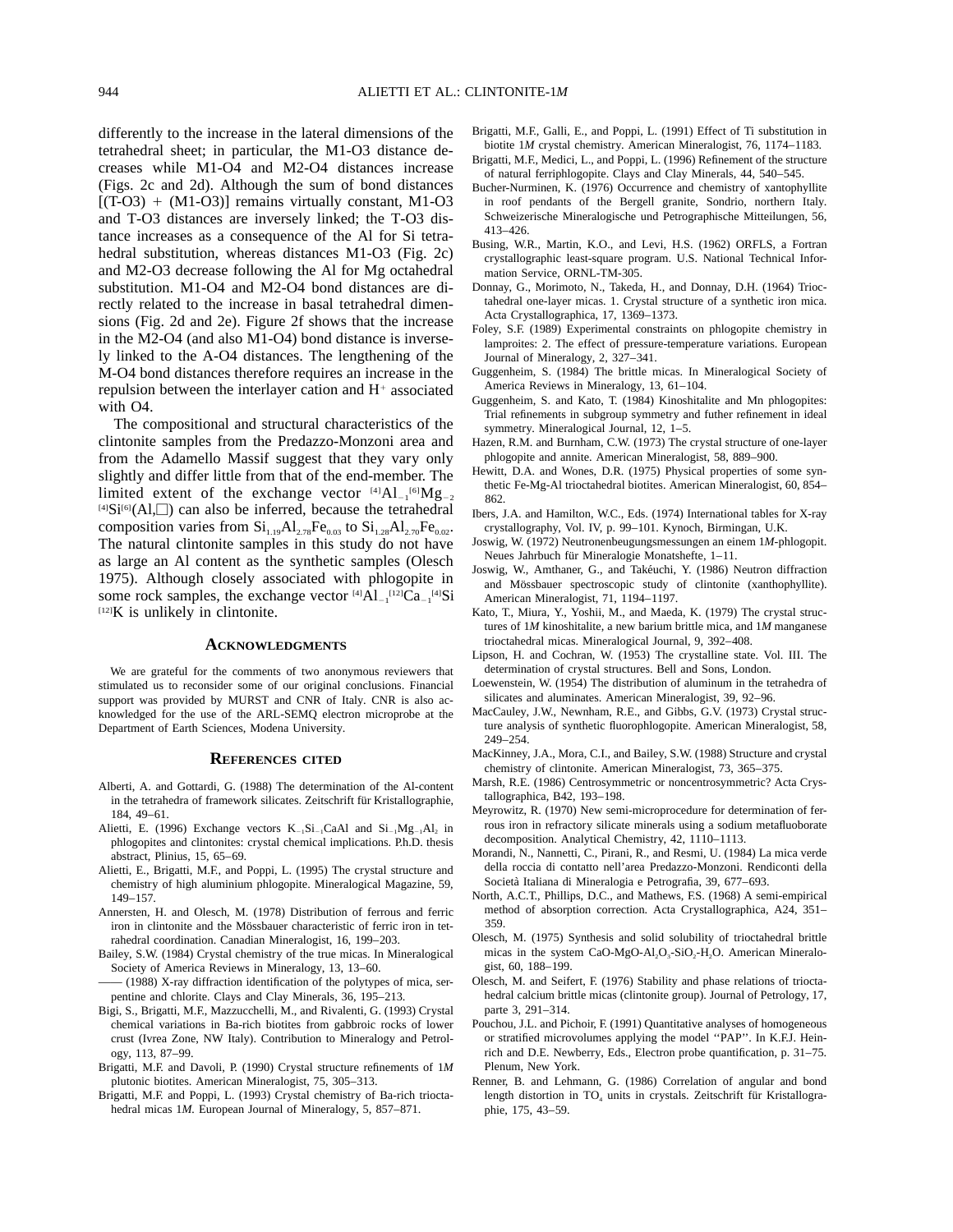differently to the increase in the lateral dimensions of the tetrahedral sheet; in particular, the M1-O3 distance decreases while M1-O4 and M2-O4 distances increase (Figs. 2c and 2d). Although the sum of bond distances [(T-O3) + (M1-O3)] remains virtually constant, M1-O3 and T-O3 distances are inversely linked; the T-O3 distance increases as a consequence of the Al for Si tetrahedral substitution, whereas distances M1-O3 (Fig. 2c) and M2-O3 decrease following the Al for Mg octahedral substitution. M1-O4 and M2-O4 bond distances are directly related to the increase in basal tetrahedral dimensions (Fig. 2d and 2e). Figure 2f shows that the increase in the M2-O4 (and also M1-O4) bond distance is inversely linked to the A-O4 distances. The lengthening of the M-O4 bond distances therefore requires an increase in the repulsion between the interlayer cation and $H^+$ associated with O4.

The compositional and structural characteristics of the clintonite samples from the Predazzo-Monzoni area and from the Adamello Massif suggest that they vary only slightly and differ little from that of the end-member. The limited extent of the exchange vector $^{[4]}Al_{-1}{}^{[6]}Mg_{-2}{}^{[4]}Si^{[6]}(Al,\square)$ can also be inferred, because the tetrahedral composition varies from $Si_{1.19}Al_{2.78}Fe_{0.03}$ to $Si_{1.28}Al_{2.70}Fe_{0.02}$. The natural clintonite samples in this study do not have as large an Al content as the synthetic samples (Olesch 1975). Although closely associated with phlogopite in some rock samples, the exchange vector $^{[4]}Al_{-1}{}^{[12]}Ca_{-1}{}^{[4]}Si^{[12]}K$ is unlikely in clintonite.

## Acknowledgments

We are grateful for the comments of two anonymous reviewers that stimulated us to reconsider some of our original conclusions. Financial support was provided by MURST and CNR of Italy. CNR is also acknowledged for the use of the ARL-SEMQ electron microprobe at the Department of Earth Sciences, Modena University.

## References cited

Alberti, A. and Gottardi, G. (1988) The determination of the Al-content in the tetrahedra of framework silicates. Zeitschrift für Kristallographie, 184, 49–61.

Alietti, E. (1996) Exchange vectors $K_{-1}Si_{-1}CaAl$ and $Si_{-1}Mg_{-1}Al_2$ in phlogopites and clintonites: crystal chemical implications. P.h.D. thesis abstract, Plinius, 15, 65–69.

Alietti, E., Brigatti, M.F., and Poppi, L. (1995) The crystal structure and chemistry of high aluminium phlogopite. Mineralogical Magazine, 59, 149–157.

Annersten, H. and Olesch, M. (1978) Distribution of ferrous and ferric iron in clintonite and the Mössbauer characteristic of ferric iron in tetrahedral coordination. Canadian Mineralogist, 16, 199–203.

Bailey, S.W. (1984) Crystal chemistry of the true micas. In Mineralogical Society of America Reviews in Mineralogy, 13, 13–60.

—— (1988) X-ray diffraction identification of the polytypes of mica, serpentine and chlorite. Clays and Clay Minerals, 36, 195–213.

Bigi, S., Brigatti, M.F., Mazzucchelli, M., and Rivalenti, G. (1993) Crystal chemical variations in Ba-rich biotites from gabbroic rocks of lower crust (Ivrea Zone, NW Italy). Contribution to Mineralogy and Petrology, 113, 87–99.

Brigatti, M.F. and Davoli, P. (1990) Crystal structure refinements of 1*M* plutonic biotites. American Mineralogist, 75, 305–313.

Brigatti, M.F. and Poppi, L. (1993) Crystal chemistry of Ba-rich trioctahedral micas 1*M*. European Journal of Mineralogy, 5, 857–871.

Brigatti, M.F., Galli, E., and Poppi, L. (1991) Effect of Ti substitution in biotite 1*M* crystal chemistry. American Mineralogist, 76, 1174–1183.

Brigatti, M.F., Medici, L., and Poppi, L. (1996) Refinement of the structure of natural ferriphlogopite. Clays and Clay Minerals, 44, 540–545.

Bucher-Nurminen, K. (1976) Occurrence and chemistry of xantophyllite in roof pendants of the Bergell granite, Sondrio, northern Italy. Schweizerische Mineralogische und Petrographische Mitteilungen, 56, 413–426.

Busing, W.R., Martin, K.O., and Levi, H.S. (1962) ORFLS, a Fortran crystallographic least-square program. U.S. National Technical Information Service, ORNL-TM-305.

Donnay, G., Morimoto, N., Takeda, H., and Donnay, D.H. (1964) Trioctahedral one-layer micas. 1. Crystal structure of a synthetic iron mica. Acta Crystallographica, 17, 1369–1373.

Foley, S.F. (1989) Experimental constraints on phlogopite chemistry in lamproites: 2. The effect of pressure-temperature variations. European Journal of Mineralogy, 2, 327–341.

Guggenheim, S. (1984) The brittle micas. In Mineralogical Society of America Reviews in Mineralogy, 13, 61–104.

Guggenheim, S. and Kato, T. (1984) Kinoshitalite and Mn phlogopites: Trial refinements in subgroup symmetry and futher refinement in ideal symmetry. Mineralogical Journal, 12, 1–5.

Hazen, R.M. and Burnham, C.W. (1973) The crystal structure of one-layer phlogopite and annite. American Mineralogist, 58, 889–900.

Hewitt, D.A. and Wones, D.R. (1975) Physical properties of some synthetic Fe-Mg-Al trioctahedral biotites. American Mineralogist, 60, 854–862.

Ibers, J.A. and Hamilton, W.C., Eds. (1974) International tables for X-ray crystallography, Vol. IV, p. 99–101. Kynoch, Birmingan, U.K.

Joswig, W. (1972) Neutronenbeugungsmessungen an einem 1*M*-phlogopit. Neues Jahrbuch für Mineralogie Monatshefte, 1–11.

Joswig, W., Amthaner, G., and Takéuchi, Y. (1986) Neutron diffraction and Mössbauer spectroscopic study of clintonite (xanthophyllite). American Mineralogist, 71, 1194–1197.

Kato, T., Miura, Y., Yoshii, M., and Maeda, K. (1979) The crystal structures of 1*M* kinoshitalite, a new barium brittle mica, and 1*M* manganese trioctahedral micas. Mineralogical Journal, 9, 392–408.

Lipson, H. and Cochran, W. (1953) The crystalline state. Vol. III. The determination of crystal structures. Bell and Sons, London.

Loewenstein, W. (1954) The distribution of aluminum in the tetrahedra of silicates and aluminates. American Mineralogist, 39, 92–96.

MacCauley, J.W., Newnham, R.E., and Gibbs, G.V. (1973) Crystal structure analysis of synthetic fluorophlogopite. American Mineralogist, 58, 249–254.

MacKinney, J.A., Mora, C.I., and Bailey, S.W. (1988) Structure and crystal chemistry of clintonite. American Mineralogist, 73, 365–375.

Marsh, R.E. (1986) Centrosymmetric or noncentrosymmetric? Acta Crystallographica, B42, 193–198.

Meyrowitz, R. (1970) New semi-microprocedure for determination of ferrous iron in refractory silicate minerals using a sodium metafluoborate decomposition. Analytical Chemistry, 42, 1110–1113.

Morandi, N., Nannetti, C., Pirani, R., and Resmi, U. (1984) La mica verde della roccia di contatto nell'area Predazzo-Monzoni. Rendiconti della Società Italiana di Mineralogia e Petrografia, 39, 677–693.

North, A.C.T., Phillips, D.C., and Mathews, F.S. (1968) A semi-empirical method of absorption correction. Acta Crystallographica, A24, 351–359.

Olesch, M. (1975) Synthesis and solid solubility of trioctahedral brittle micas in the system $CaO$-$MgO$-$Al_2O_3$-$SiO_2$-$H_2O$. American Mineralogist, 60, 188–199.

Olesch, M. and Seifert, F. (1976) Stability and phase relations of trioctahedral calcium brittle micas (clintonite group). Journal of Petrology, 17, parte 3, 291–314.

Pouchou, J.L. and Pichoir, F. (1991) Quantitative analyses of homogeneous or stratified microvolumes applying the model ''PAP''. In K.F.J. Heinrich and D.E. Newberry, Eds., Electron probe quantification, p. 31–75. Plenum, New York.

Renner, B. and Lehmann, G. (1986) Correlation of angular and bond length distortion in $TO_4$ units in crystals. Zeitschrift für Kristallographie, 175, 43–59.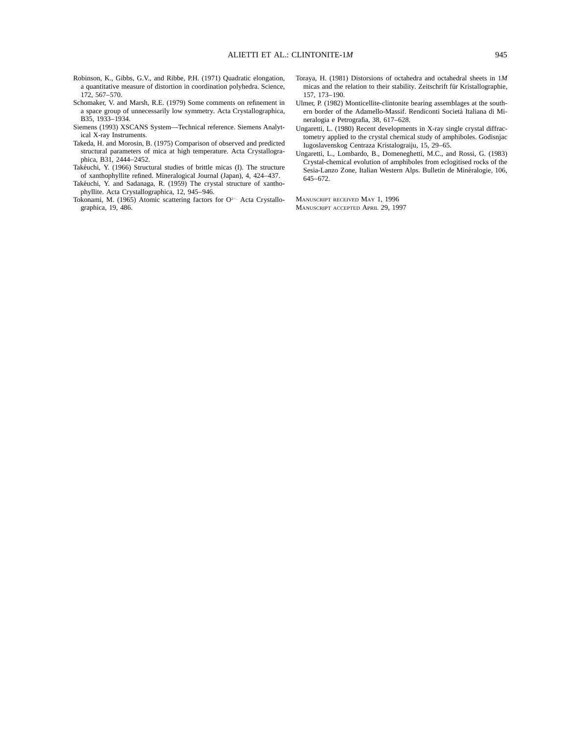Robinson, K., Gibbs, G.V., and Ribbe, P.H. (1971) Quadratic elongation, a quantitative measure of distortion in coordination polyhedra. Science, 172, 567–570.

Schomaker, V. and Marsh, R.E. (1979) Some comments on refinement in a space group of unnecessarily low symmetry. Acta Crystallographica, B35, 1933–1934.

Siemens (1993) XSCANS System—Technical reference. Siemens Analytical X-ray Instruments.

Takeda, H. and Morosin, B. (1975) Comparison of observed and predicted structural parameters of mica at high temperature. Acta Crystallographica, B31, 2444–2452.

Takéuchi, Y. (1966) Structural studies of brittle micas (I). The structure of xanthophyllite refined. Mineralogical Journal (Japan), 4, 424–437.

Takéuchi, Y. and Sadanaga, R. (1959) The crystal structure of xanthophyllite. Acta Crystallographica, 12, 945–946.

Tokonami, M. (1965) Atomic scattering factors for $O^{2-}$. Acta Crystallographica, 19, 486.

Toraya, H. (1981) Distorsions of octahedra and octahedral sheets in 1*M* micas and the relation to their stability. Zeitschrift für Kristallographie, 157, 173–190.

Ulmer, P. (1982) Monticellite-clintonite bearing assemblages at the southern border of the Adamello-Massif. Rendiconti Società Italiana di Mineralogia e Petrografia, 38, 617–628.

Ungaretti, L. (1980) Recent developments in X-ray single crystal diffractometry applied to the crystal chemical study of amphiboles. Godisnjac Iugoslavenskog Centraza Kristalograiju, 15, 29–65.

Ungaretti, L., Lombardo, B., Domeneghetti, M.C., and Rossi, G. (1983) Crystal-chemical evolution of amphiboles from eclogitised rocks of the Sesia-Lanzo Zone, Italian Western Alps. Bulletin de Minéralogie, 106, 645–672.

Manuscript received May 1, 1996
Manuscript accepted April 29, 1997